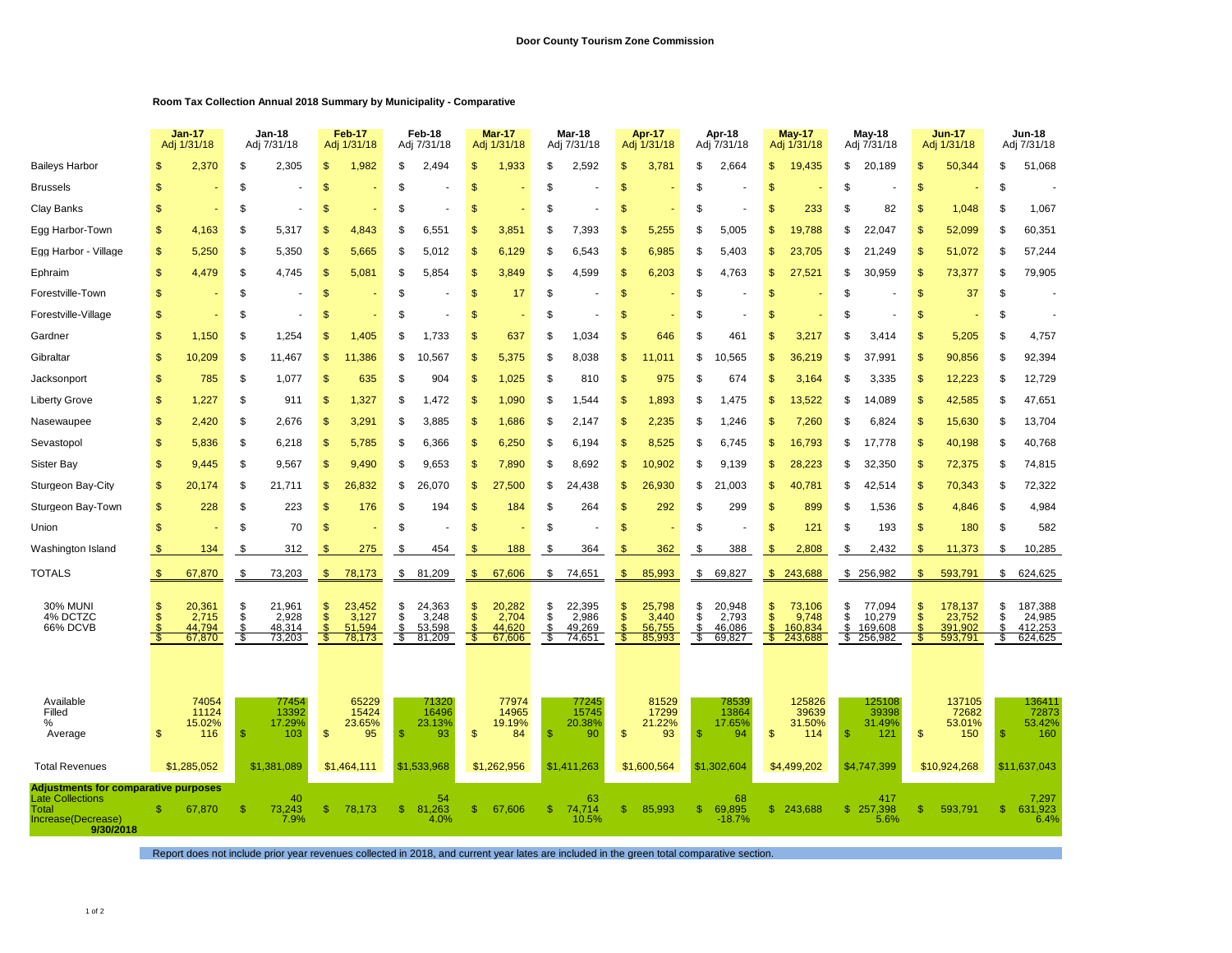**Door County Tourism Zone Commission**

**Room Tax Collection Annual 2018 Summary by Municipality - Comparative**

| | Jan-17 Adj 1/31/18 | Jan-18 Adj 7/31/18 | Feb-17 Adj 1/31/18 | Feb-18 Adj 7/31/18 | Mar-17 Adj 1/31/18 | Mar-18 Adj 7/31/18 | Apr-17 Adj 1/31/18 | Apr-18 Adj 7/31/18 | May-17 Adj 1/31/18 | May-18 Adj 7/31/18 | Jun-17 Adj 1/31/18 | Jun-18 Adj 7/31/18 |
|---|---|---|---|---|---|---|---|---|---|---|---|---|
| Baileys Harbor | $ 2,370 | $ 2,305 | $ 1,982 | $ 2,494 | $ 1,933 | $ 2,592 | $ 3,781 | $ 2,664 | $ 19,435 | $ 20,189 | $ 50,344 | $ 51,068 |
| Brussels | $ - | $ - | $ - | $ - | $ - | $ - | $ - | $ - | $ - | $ - | $ - | $ - |
| Clay Banks | $ - | $ - | $ - | $ - | $ - | $ - | $ - | $ - | $ 233 | $ 82 | $ 1,048 | $ 1,067 |
| Egg Harbor-Town | $ 4,163 | $ 5,317 | $ 4,843 | $ 6,551 | $ 3,851 | $ 7,393 | $ 5,255 | $ 5,005 | $ 19,788 | $ 22,047 | $ 52,099 | $ 60,351 |
| Egg Harbor - Village | $ 5,250 | $ 5,350 | $ 5,665 | $ 5,012 | $ 6,129 | $ 6,543 | $ 6,985 | $ 5,403 | $ 23,705 | $ 21,249 | $ 51,072 | $ 57,244 |
| Ephraim | $ 4,479 | $ 4,745 | $ 5,081 | $ 5,854 | $ 3,849 | $ 4,599 | $ 6,203 | $ 4,763 | $ 27,521 | $ 30,959 | $ 73,377 | $ 79,905 |
| Forestville-Town | $ - | $ - | $ - | $ - | $ 17 | $ - | $ - | $ - | $ - | $ - | $ 37 | $ - |
| Forestville-Village | $ - | $ - | $ - | $ - | $ - | $ - | $ - | $ - | $ - | $ - | $ - | $ - |
| Gardner | $ 1,150 | $ 1,254 | $ 1,405 | $ 1,733 | $ 637 | $ 1,034 | $ 646 | $ 461 | $ 3,217 | $ 3,414 | $ 5,205 | $ 4,757 |
| Gibraltar | $ 10,209 | $ 11,467 | $ 11,386 | $ 10,567 | $ 5,375 | $ 8,038 | $ 11,011 | $ 10,565 | $ 36,219 | $ 37,991 | $ 90,856 | $ 92,394 |
| Jacksonport | $ 785 | $ 1,077 | $ 635 | $ 904 | $ 1,025 | $ 810 | $ 975 | $ 674 | $ 3,164 | $ 3,335 | $ 12,223 | $ 12,729 |
| Liberty Grove | $ 1,227 | $ 911 | $ 1,327 | $ 1,472 | $ 1,090 | $ 1,544 | $ 1,893 | $ 1,475 | $ 13,522 | $ 14,089 | $ 42,585 | $ 47,651 |
| Nasewaupee | $ 2,420 | $ 2,676 | $ 3,291 | $ 3,885 | $ 1,686 | $ 2,147 | $ 2,235 | $ 1,246 | $ 7,260 | $ 6,824 | $ 15,630 | $ 13,704 |
| Sevastopol | $ 5,836 | $ 6,218 | $ 5,785 | $ 6,366 | $ 6,250 | $ 6,194 | $ 8,525 | $ 6,745 | $ 16,793 | $ 17,778 | $ 40,198 | $ 40,768 |
| Sister Bay | $ 9,445 | $ 9,567 | $ 9,490 | $ 9,653 | $ 7,890 | $ 8,692 | $ 10,902 | $ 9,139 | $ 28,223 | $ 32,350 | $ 72,375 | $ 74,815 |
| Sturgeon Bay-City | $ 20,174 | $ 21,711 | $ 26,832 | $ 26,070 | $ 27,500 | $ 24,438 | $ 26,930 | $ 21,003 | $ 40,781 | $ 42,514 | $ 70,343 | $ 72,322 |
| Sturgeon Bay-Town | $ 228 | $ 223 | $ 176 | $ 194 | $ 184 | $ 264 | $ 292 | $ 299 | $ 899 | $ 1,536 | $ 4,846 | $ 4,984 |
| Union | $ - | $ 70 | $ - | $ - | $ - | $ - | $ - | $ - | $ 121 | $ 193 | $ 180 | $ 582 |
| Washington Island | $ 134 | $ 312 | $ 275 | $ 454 | $ 188 | $ 364 | $ 362 | $ 388 | $ 2,808 | $ 2,432 | $ 11,373 | $ 10,285 |
| TOTALS | $ 67,870 | $ 73,203 | $ 78,173 | $ 81,209 | $ 67,606 | $ 74,651 | $ 85,993 | $ 69,827 | $ 243,688 | $ 256,982 | $ 593,791 | $ 624,625 |
| 30% MUNI | $ 20,361 | $ 21,961 | $ 23,452 | $ 24,363 | $ 20,282 | $ 22,395 | $ 25,798 | $ 20,948 | $ 73,106 | $ 77,094 | $ 178,137 | $ 187,388 |
| 4% DCTZC | $ 2,715 | $ 2,928 | $ 3,127 | $ 3,248 | $ 2,704 | $ 2,986 | $ 3,440 | $ 2,793 | $ 9,748 | $ 10,279 | $ 23,752 | $ 24,985 |
| 66% DCVB | $ 44,794 | $ 48,314 | $ 51,594 | $ 53,598 | $ 44,620 | $ 49,269 | $ 56,755 | $ 46,086 | $ 160,834 | $ 169,608 | $ 391,902 | $ 412,253 |
| | $ 67,870 | $ 73,203 | $ 78,173 | $ 81,209 | $ 67,606 | $ 74,651 | $ 85,993 | $ 69,827 | $ 243,688 | $ 256,982 | $ 593,791 | $ 624,625 |
| Available | 74054 | 77454 | 65229 | 71320 | 77974 | 77245 | 81529 | 78539 | 125826 | 125108 | 137105 | 136411 |
| Filled | 11124 | 13392 | 15424 | 16496 | 14965 | 15745 | 17299 | 13864 | 39639 | 39398 | 72682 | 72873 |
| % | 15.02% | 17.29% | 23.65% | 23.13% | 19.19% | 20.38% | 21.22% | 17.65% | 31.50% | 31.49% | 53.01% | 53.42% |
| Average | $ 116 | $ 103 | $ 95 | $ 93 | $ 84 | $ 90 | $ 93 | $ 94 | $ 114 | $ 121 | $ 150 | $ 160 |
| Total Revenues | $1,285,052 | $1,381,089 | $1,464,111 | $1,533,968 | $1,262,956 | $1,411,263 | $1,600,564 | $1,302,604 | $4,499,202 | $4,747,399 | $10,924,268 | $11,637,043 |
| **Adjustments for comparative purposes** | | | | | | | | | | | | |
| Late Collections | | 40 | | 54 | | 63 | | 68 | | 417 | | 7,297 |
| Total | $ 67,870 | $ 73,243 | $ 78,173 | $ 81,263 | $ 67,606 | $ 74,714 | $ 85,993 | $ 69,895 | $ 243,688 | $ 257,398 | $ 593,791 | $ 631,923 |
| Increase(Decrease) | | 7.9% | | 4.0% | | 10.5% | | -18.7% | | 5.6% | | 6.4% |
| 9/30/2018 | | | | | | | | | | | | |

Report does not include prior year revenues collected in 2018, and current year lates are included in the green total comparative section.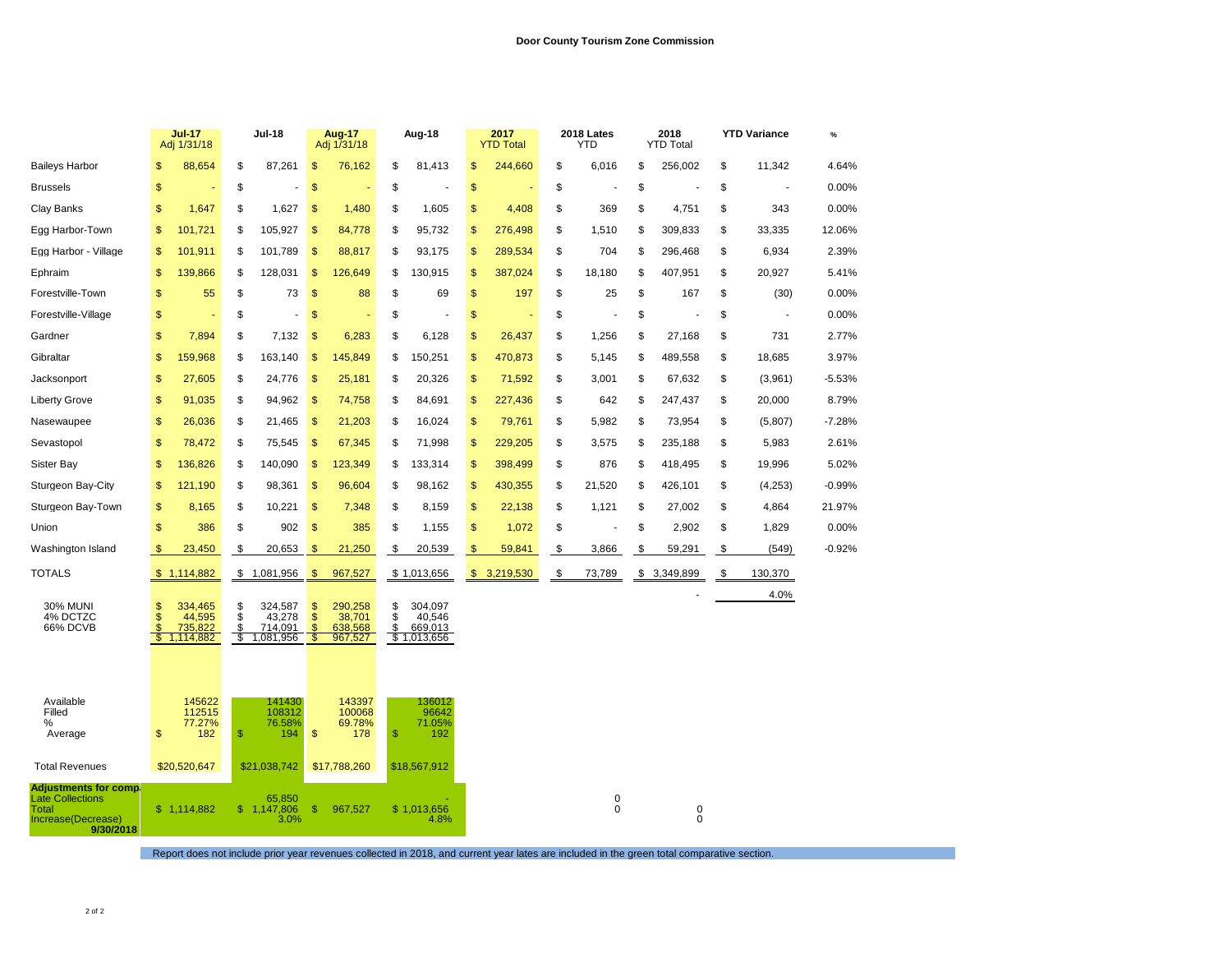**Door County Tourism Zone Commission**

| | Jul-17 Adj 1/31/18 | Jul-18 | Aug-17 Adj 1/31/18 | Aug-18 | 2017 YTD Total | 2018 Lates YTD | 2018 YTD Total | YTD Variance | % |
|---|---|---|---|---|---|---|---|---|---|
| Baileys Harbor | $ 88,654 | $ 87,261 | $ 76,162 | $ 81,413 | $ 244,660 | $ 6,016 | $ 256,002 | $ 11,342 | 4.64% |
| Brussels | $ - | $ - | $ - | $ - | $ - | $ - | $ - | $ - | 0.00% |
| Clay Banks | $ 1,647 | $ 1,627 | $ 1,480 | $ 1,605 | $ 4,408 | $ 369 | $ 4,751 | $ 343 | 0.00% |
| Egg Harbor-Town | $ 101,721 | $ 105,927 | $ 84,778 | $ 95,732 | $ 276,498 | $ 1,510 | $ 309,833 | $ 33,335 | 12.06% |
| Egg Harbor - Village | $ 101,911 | $ 101,789 | $ 88,817 | $ 93,175 | $ 289,534 | $ 704 | $ 296,468 | $ 6,934 | 2.39% |
| Ephraim | $ 139,866 | $ 128,031 | $ 126,649 | $ 130,915 | $ 387,024 | $ 18,180 | $ 407,951 | $ 20,927 | 5.41% |
| Forestville-Town | $ 55 | $ 73 | $ 88 | $ 69 | $ 197 | $ 25 | $ 167 | $ (30) | 0.00% |
| Forestville-Village | $ - | $ - | $ - | $ - | $ - | $ - | $ - | $ - | 0.00% |
| Gardner | $ 7,894 | $ 7,132 | $ 6,283 | $ 6,128 | $ 26,437 | $ 1,256 | $ 27,168 | $ 731 | 2.77% |
| Gibraltar | $ 159,968 | $ 163,140 | $ 145,849 | $ 150,251 | $ 470,873 | $ 5,145 | $ 489,558 | $ 18,685 | 3.97% |
| Jacksonport | $ 27,605 | $ 24,776 | $ 25,181 | $ 20,326 | $ 71,592 | $ 3,001 | $ 67,632 | $ (3,961) | -5.53% |
| Liberty Grove | $ 91,035 | $ 94,962 | $ 74,758 | $ 84,691 | $ 227,436 | $ 642 | $ 247,437 | $ 20,000 | 8.79% |
| Nasewaupee | $ 26,036 | $ 21,465 | $ 21,203 | $ 16,024 | $ 79,761 | $ 5,982 | $ 73,954 | $ (5,807) | -7.28% |
| Sevastopol | $ 78,472 | $ 75,545 | $ 67,345 | $ 71,998 | $ 229,205 | $ 3,575 | $ 235,188 | $ 5,983 | 2.61% |
| Sister Bay | $ 136,826 | $ 140,090 | $ 123,349 | $ 133,314 | $ 398,499 | $ 876 | $ 418,495 | $ 19,996 | 5.02% |
| Sturgeon Bay-City | $ 121,190 | $ 98,361 | $ 96,604 | $ 98,162 | $ 430,355 | $ 21,520 | $ 426,101 | $ (4,253) | -0.99% |
| Sturgeon Bay-Town | $ 8,165 | $ 10,221 | $ 7,348 | $ 8,159 | $ 22,138 | $ 1,121 | $ 27,002 | $ 4,864 | 21.97% |
| Union | $ 386 | $ 902 | $ 385 | $ 1,155 | $ 1,072 | $ - | $ 2,902 | $ 1,829 | 0.00% |
| Washington Island | $ 23,450 | $ 20,653 | $ 21,250 | $ 20,539 | $ 59,841 | $ 3,866 | $ 59,291 | $ (549) | -0.92% |
| TOTALS | $ 1,114,882 | $ 1,081,956 | $ 967,527 | $ 1,013,656 | $ 3,219,530 | $ 73,789 | $ 3,349,899 | $ 130,370 | |
| | | | | | | | - | 4.0% | |
| 30% MUNI | $ 334,465 | $ 324,587 | $ 290,258 | $ 304,097 | | | | | |
| 4% DCTZC | $ 44,595 | $ 43,278 | $ 38,701 | $ 40,546 | | | | | |
| 66% DCVB | $ 735,822 | $ 714,091 | $ 638,568 | $ 669,013 | | | | | |
| | $ 1,114,882 | $ 1,081,956 | $ 967,527 | $ 1,013,656 | | | | | |
| Available | 145622 | 141430 | 143397 | 136012 | | | | | |
| Filled | 112515 | 108312 | 100068 | 96642 | | | | | |
| % | 77.27% | 76.58% | 69.78% | 71.05% | | | | | |
| Average | $ 182 | $ 194 | $ 178 | $ 192 | | | | | |
| Total Revenues | $20,520,647 | $21,038,742 | $17,788,260 | $18,567,912 | | | | | |
| **Adjustments for comp.** | | | | | | | | | |
| Late Collections | | 65,850 | | - | | 0 | | | |
| Total | $ 1,114,882 | $ 1,147,806 | $ 967,527 | $ 1,013,656 | | 0 | 0 | | |
| Increase(Decrease) | | 3.0% | | 4.8% | | | 0 | | |
| 9/30/2018 | | | | | | | | | |

Report does not include prior year revenues collected in 2018, and current year lates are included in the green total comparative section.